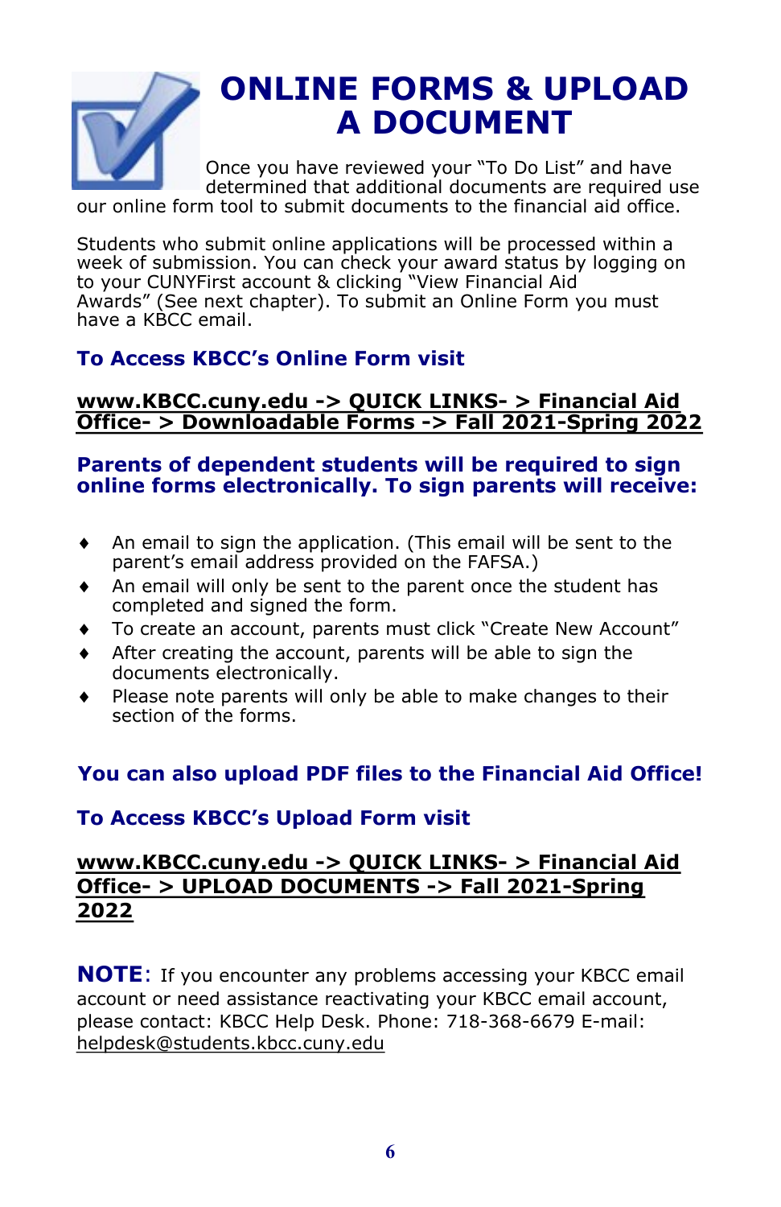# ONLINE FORMS & UPLOAD A DOCUMENT

Once you have reviewed your "To Do List" and have determined that additional documents are required use our online form tool to submit documents to the financial aid office.

Students who submit online applications will be processed within a week of submission. You can check your award status by logging on to your CUNYFirst account & clicking "View Financial Aid Awards" (See next chapter). To submit an Online Form you must have a KBCC email.

### To Access KBCC's Online Form visit

**www.KBCC.cuny.edu -> QUICK LINKS- > Financial Aid Office- > Downloadable Forms -> Fall 2021-Spring 2022**

### Parents of dependent students will be required to sign online forms electronically. To sign parents will receive:

- An email to sign the application. (This email will be sent to the parent's email address provided on the FAFSA.)
- An email will only be sent to the parent once the student has completed and signed the form.
- To create an account, parents must click "Create New Account"
- After creating the account, parents will be able to sign the documents electronically.
- Please note parents will only be able to make changes to their section of the forms.

### You can also upload PDF files to the Financial Aid Office!

### To Access KBCC's Upload Form visit

**www.KBCC.cuny.edu -> QUICK LINKS- > Financial Aid Office- > UPLOAD DOCUMENTS -> Fall 2021-Spring 2022**

**NOTE**: If you encounter any problems accessing your KBCC email account or need assistance reactivating your KBCC email account, please contact: KBCC Help Desk. Phone: 718-368-6679 E-mail: helpdesk@students.kbcc.cuny.edu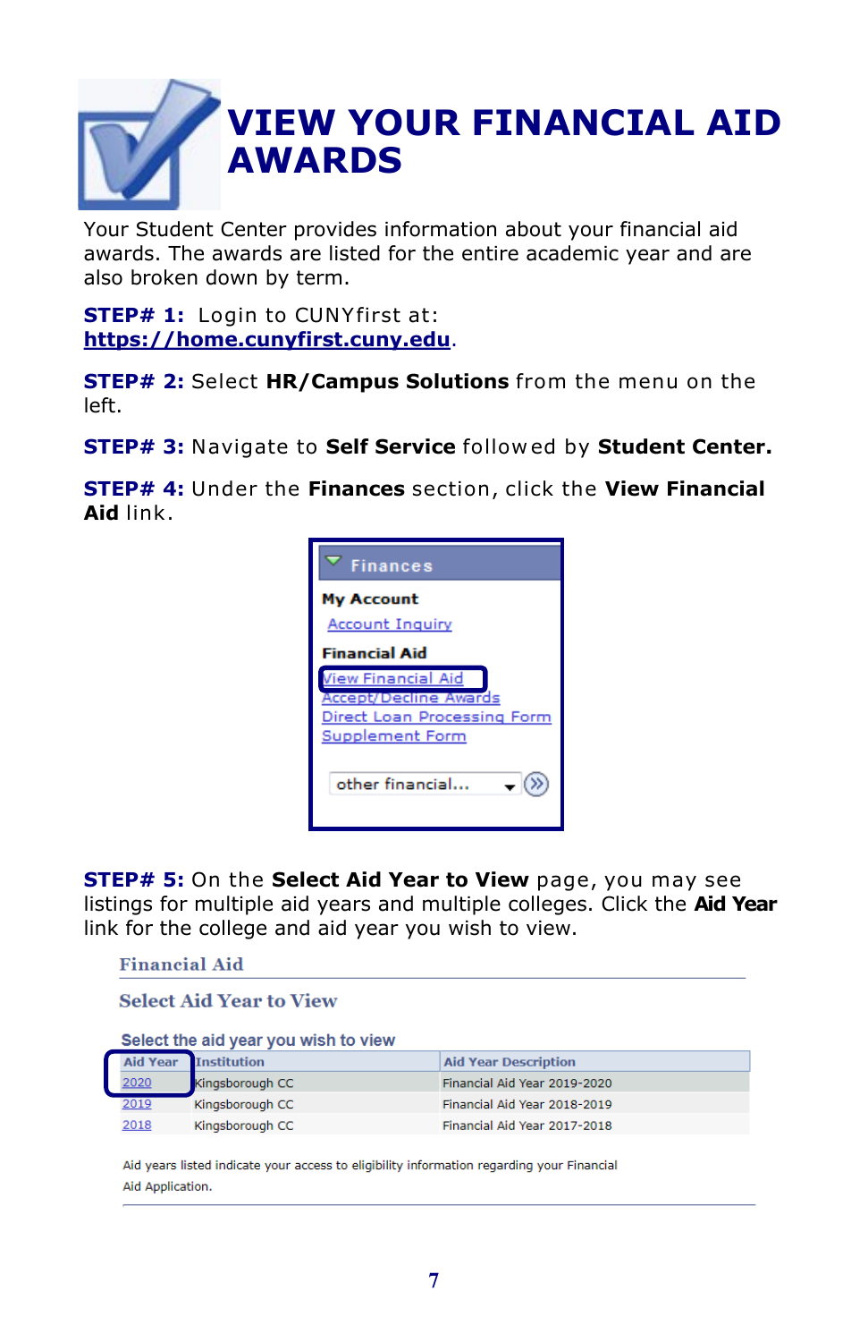# VIEW YOUR FINANCIAL AID AWARDS

Your Student Center provides information about your financial aid awards. The awards are listed for the entire academic year and are also broken down by term.

**STEP# 1:** Login to CUNYfirst at: **https://home.cunyfirst.cuny.edu**.

**STEP# 2:** Select **HR/Campus Solutions** from the menu on the left.

**STEP# 3:** Navigate to **Self Service** followed by **Student Center.**

**STEP# 4:** Under the **Finances** section, click the **View Financial Aid** link.

Finances

**My Account**

Account Inquiry

**Financial Aid**

View Financial Aid
Accept/Decline Awards
Direct Loan Processing Form
Supplement Form

other financial...

**STEP# 5:** On the **Select Aid Year to View** page, you may see listings for multiple aid years and multiple colleges. Click the **Aid Year** link for the college and aid year you wish to view.

Financial Aid

Select Aid Year to View

Select the aid year you wish to view

| Aid Year | Institution | Aid Year Description |
|---|---|---|
| 2020 | Kingsborough CC | Financial Aid Year 2019-2020 |
| 2019 | Kingsborough CC | Financial Aid Year 2018-2019 |
| 2018 | Kingsborough CC | Financial Aid Year 2017-2018 |

Aid years listed indicate your access to eligibility information regarding your Financial Aid Application.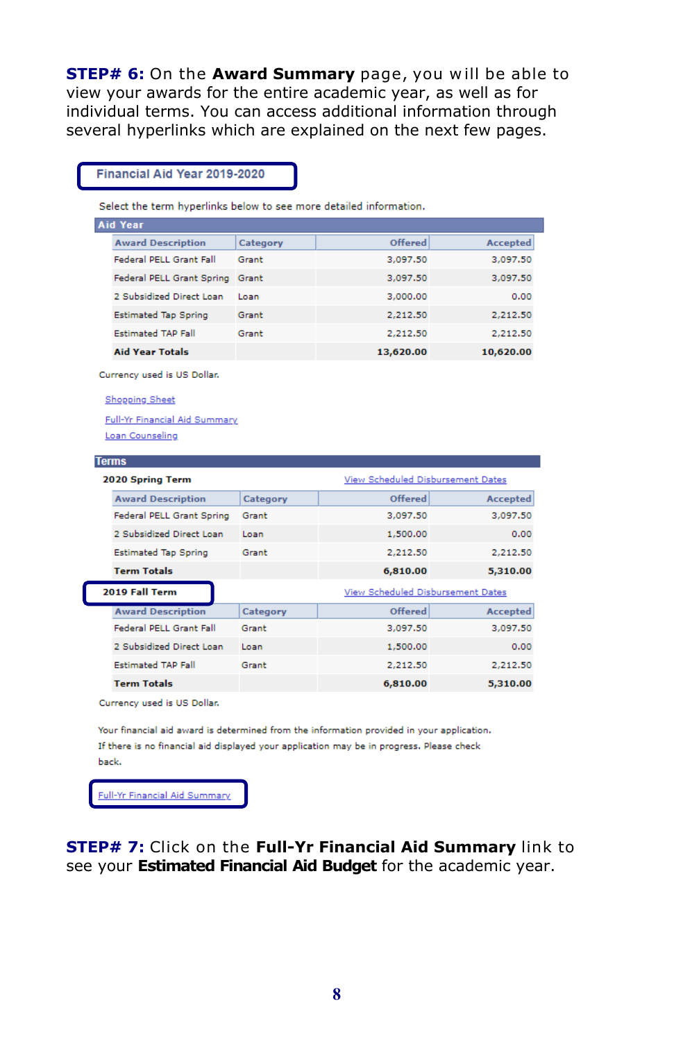**STEP# 6:** On the **Award Summary** page, you will be able to view your awards for the entire academic year, as well as for individual terms. You can access additional information through several hyperlinks which are explained on the next few pages.

**Financial Aid Year 2019-2020**

Select the term hyperlinks below to see more detailed information.

**Aid Year**

| Award Description | Category | Offered | Accepted |
|---|---|---|---|
| Federal PELL Grant Fall | Grant | 3,097.50 | 3,097.50 |
| Federal PELL Grant Spring | Grant | 3,097.50 | 3,097.50 |
| 2 Subsidized Direct Loan | Loan | 3,000.00 | 0.00 |
| Estimated Tap Spring | Grant | 2,212.50 | 2,212.50 |
| Estimated TAP Fall | Grant | 2,212.50 | 2,212.50 |
| **Aid Year Totals** | | **13,620.00** | **10,620.00** |

Currency used is US Dollar.

Shopping Sheet

Full-Yr Financial Aid Summary

Loan Counseling

**Terms**

**2020 Spring Term** — View Scheduled Disbursement Dates

| Award Description | Category | Offered | Accepted |
|---|---|---|---|
| Federal PELL Grant Spring | Grant | 3,097.50 | 3,097.50 |
| 2 Subsidized Direct Loan | Loan | 1,500.00 | 0.00 |
| Estimated Tap Spring | Grant | 2,212.50 | 2,212.50 |
| **Term Totals** | | **6,810.00** | **5,310.00** |

**2019 Fall Term** — View Scheduled Disbursement Dates

| Award Description | Category | Offered | Accepted |
|---|---|---|---|
| Federal PELL Grant Fall | Grant | 3,097.50 | 3,097.50 |
| 2 Subsidized Direct Loan | Loan | 1,500.00 | 0.00 |
| Estimated TAP Fall | Grant | 2,212.50 | 2,212.50 |
| **Term Totals** | | **6,810.00** | **5,310.00** |

Currency used is US Dollar.

Your financial aid award is determined from the information provided in your application. If there is no financial aid displayed your application may be in progress. Please check back.

Full-Yr Financial Aid Summary

**STEP# 7:** Click on the **Full-Yr Financial Aid Summary** link to see your **Estimated Financial Aid Budget** for the academic year.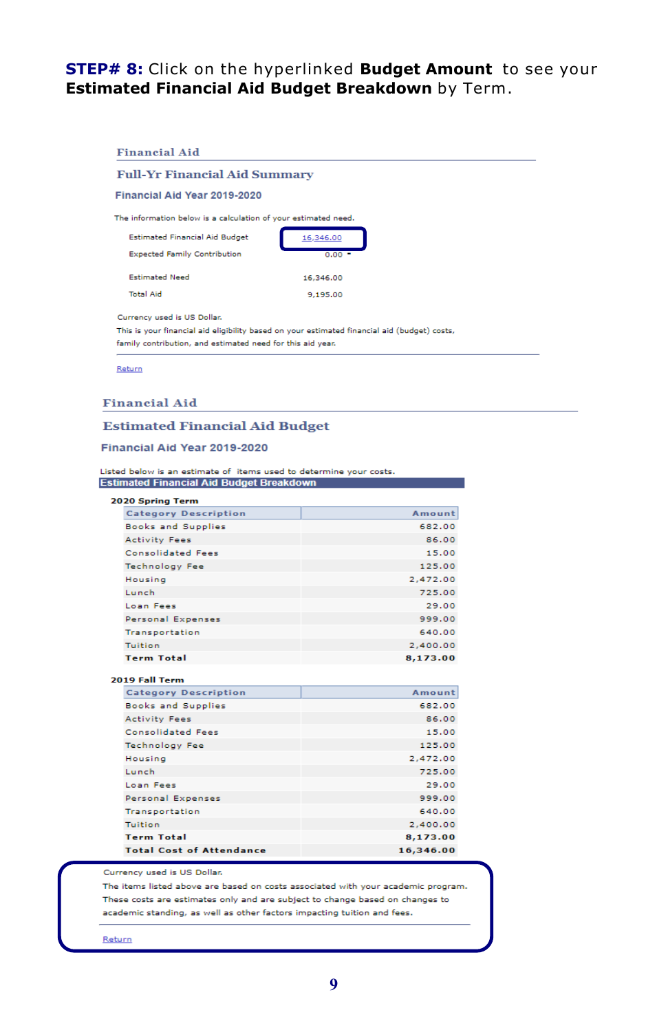**STEP# 8:** Click on the hyperlinked **Budget Amount** to see your **Estimated Financial Aid Budget Breakdown** by Term.

## Financial Aid

### Full-Yr Financial Aid Summary

#### Financial Aid Year 2019-2020

The information below is a calculation of your estimated need.

| | |
|---|---|
| Estimated Financial Aid Budget | 16,346.00 |
| Expected Family Contribution | 0.00 * |
| Estimated Need | 16,346.00 |
| Total Aid | 9,195.00 |

Currency used is US Dollar.
This is your financial aid eligibility based on your estimated financial aid (budget) costs, family contribution, and estimated need for this aid year.

Return

## Financial Aid

### Estimated Financial Aid Budget

#### Financial Aid Year 2019-2020

Listed below is an estimate of items used to determine your costs.

**Estimated Financial Aid Budget Breakdown**

**2020 Spring Term**

| Category Description | Amount |
|---|---|
| Books and Supplies | 682.00 |
| Activity Fees | 86.00 |
| Consolidated Fees | 15.00 |
| Technology Fee | 125.00 |
| Housing | 2,472.00 |
| Lunch | 725.00 |
| Loan Fees | 29.00 |
| Personal Expenses | 999.00 |
| Transportation | 640.00 |
| Tuition | 2,400.00 |
| **Term Total** | **8,173.00** |

**2019 Fall Term**

| Category Description | Amount |
|---|---|
| Books and Supplies | 682.00 |
| Activity Fees | 86.00 |
| Consolidated Fees | 15.00 |
| Technology Fee | 125.00 |
| Housing | 2,472.00 |
| Lunch | 725.00 |
| Loan Fees | 29.00 |
| Personal Expenses | 999.00 |
| Transportation | 640.00 |
| Tuition | 2,400.00 |
| **Term Total** | **8,173.00** |
| **Total Cost of Attendance** | **16,346.00** |

Currency used is US Dollar.
The items listed above are based on costs associated with your academic program. These costs are estimates only and are subject to change based on changes to academic standing, as well as other factors impacting tuition and fees.

Return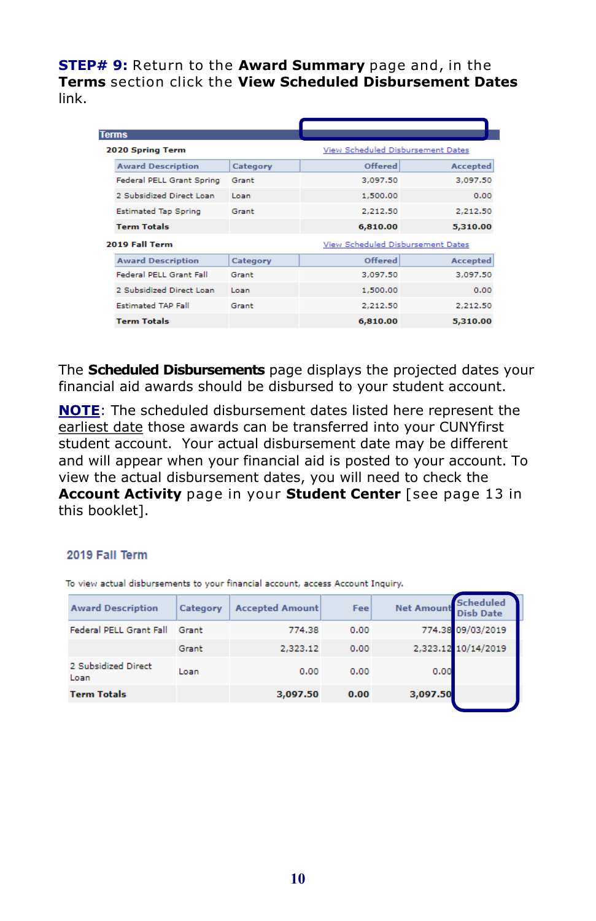**STEP# 9:** Return to the **Award Summary** page and, in the **Terms** section click the **View Scheduled Disbursement Dates** link.

**Terms**

**2020 Spring Term** — View Scheduled Disbursement Dates

| Award Description | Category | Offered | Accepted |
|---|---|---|---|
| Federal PELL Grant Spring | Grant | 3,097.50 | 3,097.50 |
| 2 Subsidized Direct Loan | Loan | 1,500.00 | 0.00 |
| Estimated Tap Spring | Grant | 2,212.50 | 2,212.50 |
| **Term Totals** | | **6,810.00** | **5,310.00** |

**2019 Fall Term** — View Scheduled Disbursement Dates

| Award Description | Category | Offered | Accepted |
|---|---|---|---|
| Federal PELL Grant Fall | Grant | 3,097.50 | 3,097.50 |
| 2 Subsidized Direct Loan | Loan | 1,500.00 | 0.00 |
| Estimated TAP Fall | Grant | 2,212.50 | 2,212.50 |
| **Term Totals** | | **6,810.00** | **5,310.00** |

The **Scheduled Disbursements** page displays the projected dates your financial aid awards should be disbursed to your student account.

**NOTE**: The scheduled disbursement dates listed here represent the earliest date those awards can be transferred into your CUNYfirst student account. Your actual disbursement date may be different and will appear when your financial aid is posted to your account. To view the actual disbursement dates, you will need to check the **Account Activity** page in your **Student Center** [see page 13 in this booklet].

## 2019 Fall Term

To view actual disbursements to your financial account, access Account Inquiry.

| Award Description | Category | Accepted Amount | Fee | Net Amount | Scheduled Disb Date |
|---|---|---|---|---|---|
| Federal PELL Grant Fall | Grant | 774.38 | 0.00 | 774.38 | 09/03/2019 |
| | Grant | 2,323.12 | 0.00 | 2,323.12 | 10/14/2019 |
| 2 Subsidized Direct Loan | Loan | 0.00 | 0.00 | 0.00 | |
| **Term Totals** | | **3,097.50** | **0.00** | **3,097.50** | |